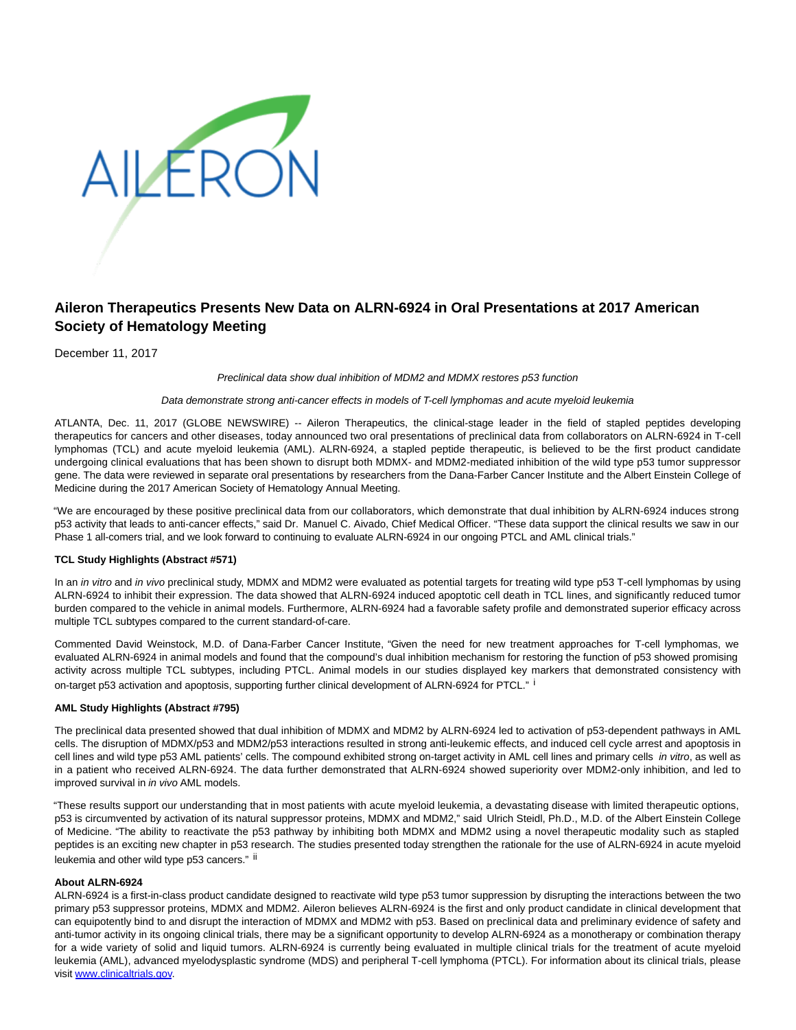# Aileron Therapeutics Presents New Data on ALRN-6924 in Oral Presentations at 2017 American Society of Hematology Meeting

December 11, 2017

*Preclinical data show dual inhibition of MDM2 and MDMX restores p53 function*

*Data demonstrate strong anti-cancer effects in models of T-cell lymphomas and acute myeloid leukemia*

ATLANTA, Dec. 11, 2017 (GLOBE NEWSWIRE) -- Aileron Therapeutics, the clinical-stage leader in the field of stapled peptides developing therapeutics for cancers and other diseases, today announced two oral presentations of preclinical data from collaborators on ALRN-6924 in T-cell lymphomas (TCL) and acute myeloid leukemia (AML). ALRN-6924, a stapled peptide therapeutic, is believed to be the first product candidate undergoing clinical evaluations that has been shown to disrupt both MDMX- and MDM2-mediated inhibition of the wild type p53 tumor suppressor gene. The data were reviewed in separate oral presentations by researchers from the Dana-Farber Cancer Institute and the Albert Einstein College of Medicine during the 2017 American Society of Hematology Annual Meeting.

"We are encouraged by these positive preclinical data from our collaborators, which demonstrate that dual inhibition by ALRN-6924 induces strong p53 activity that leads to anti-cancer effects," said Dr. Manuel C. Aivado, Chief Medical Officer. "These data support the clinical results we saw in our Phase 1 all-comers trial, and we look forward to continuing to evaluate ALRN-6924 in our ongoing PTCL and AML clinical trials."

**TCL Study Highlights (Abstract #571)**

In an *in vitro* and *in vivo* preclinical study, MDMX and MDM2 were evaluated as potential targets for treating wild type p53 T-cell lymphomas by using ALRN-6924 to inhibit their expression. The data showed that ALRN-6924 induced apoptotic cell death in TCL lines, and significantly reduced tumor burden compared to the vehicle in animal models. Furthermore, ALRN-6924 had a favorable safety profile and demonstrated superior efficacy across multiple TCL subtypes compared to the current standard-of-care.

Commented David Weinstock, M.D. of Dana-Farber Cancer Institute, "Given the need for new treatment approaches for T-cell lymphomas, we evaluated ALRN-6924 in animal models and found that the compound's dual inhibition mechanism for restoring the function of p53 showed promising activity across multiple TCL subtypes, including PTCL. Animal models in our studies displayed key markers that demonstrated consistency with on-target p53 activation and apoptosis, supporting further clinical development of ALRN-6924 for PTCL." [i]

**AML Study Highlights (Abstract #795)**

The preclinical data presented showed that dual inhibition of MDMX and MDM2 by ALRN-6924 led to activation of p53-dependent pathways in AML cells. The disruption of MDMX/p53 and MDM2/p53 interactions resulted in strong anti-leukemic effects, and induced cell cycle arrest and apoptosis in cell lines and wild type p53 AML patients' cells. The compound exhibited strong on-target activity in AML cell lines and primary cells *in vitro*, as well as in a patient who received ALRN-6924. The data further demonstrated that ALRN-6924 showed superiority over MDM2-only inhibition, and led to improved survival in *in vivo* AML models.

"These results support our understanding that in most patients with acute myeloid leukemia, a devastating disease with limited therapeutic options, p53 is circumvented by activation of its natural suppressor proteins, MDMX and MDM2," said Ulrich Steidl, Ph.D., M.D. of the Albert Einstein College of Medicine. "The ability to reactivate the p53 pathway by inhibiting both MDMX and MDM2 using a novel therapeutic modality such as stapled peptides is an exciting new chapter in p53 research. The studies presented today strengthen the rationale for the use of ALRN-6924 in acute myeloid leukemia and other wild type p53 cancers." [ii]

**About ALRN-6924**

ALRN-6924 is a first-in-class product candidate designed to reactivate wild type p53 tumor suppression by disrupting the interactions between the two primary p53 suppressor proteins, MDMX and MDM2. Aileron believes ALRN-6924 is the first and only product candidate in clinical development that can equipotently bind to and disrupt the interaction of MDMX and MDM2 with p53. Based on preclinical data and preliminary evidence of safety and anti-tumor activity in its ongoing clinical trials, there may be a significant opportunity to develop ALRN-6924 as a monotherapy or combination therapy for a wide variety of solid and liquid tumors. ALRN-6924 is currently being evaluated in multiple clinical trials for the treatment of acute myeloid leukemia (AML), advanced myelodysplastic syndrome (MDS) and peripheral T-cell lymphoma (PTCL). For information about its clinical trials, please visit www.clinicaltrials.gov.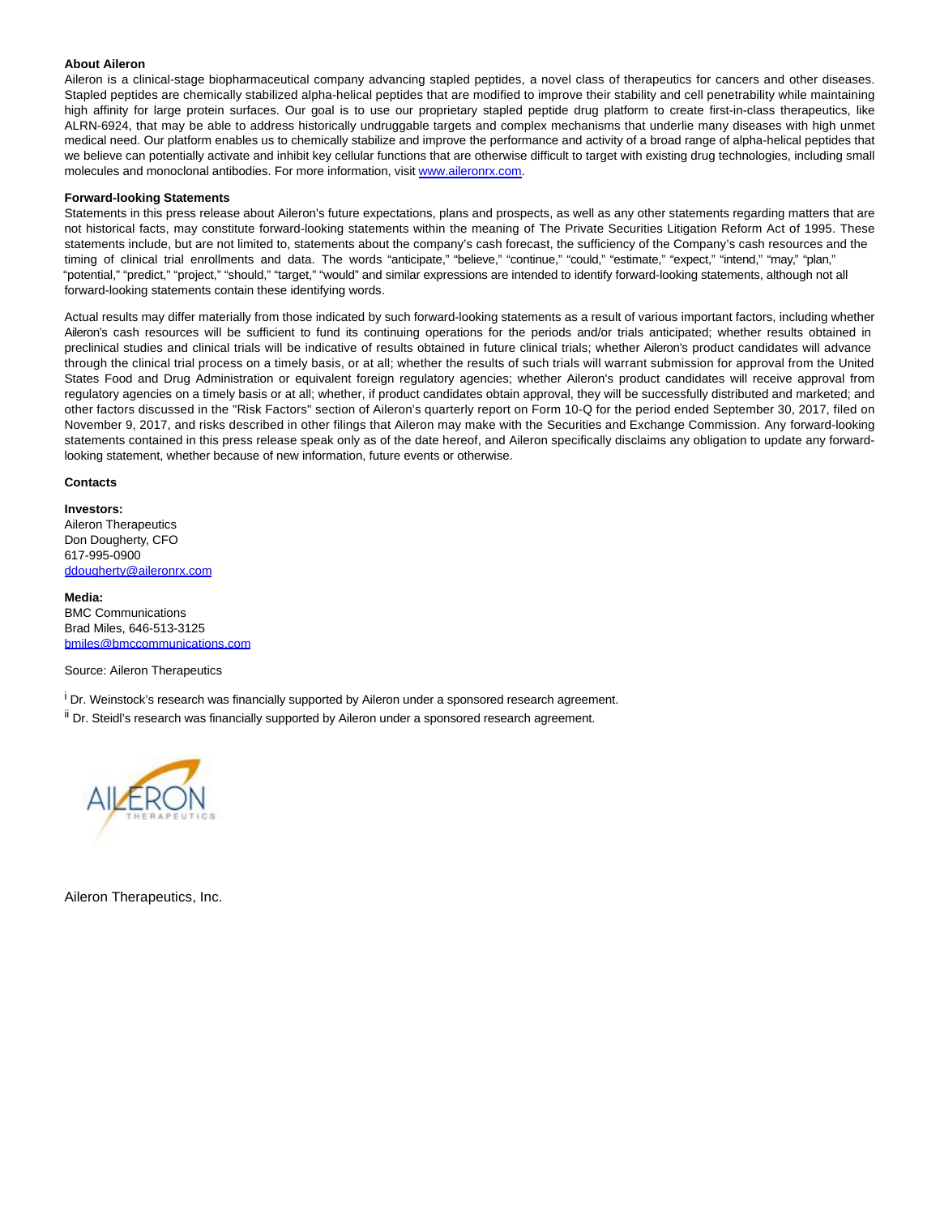**About Aileron**

Aileron is a clinical-stage biopharmaceutical company advancing stapled peptides, a novel class of therapeutics for cancers and other diseases. Stapled peptides are chemically stabilized alpha-helical peptides that are modified to improve their stability and cell penetrability while maintaining high affinity for large protein surfaces. Our goal is to use our proprietary stapled peptide drug platform to create first-in-class therapeutics, like ALRN-6924, that may be able to address historically undruggable targets and complex mechanisms that underlie many diseases with high unmet medical need. Our platform enables us to chemically stabilize and improve the performance and activity of a broad range of alpha-helical peptides that we believe can potentially activate and inhibit key cellular functions that are otherwise difficult to target with existing drug technologies, including small molecules and monoclonal antibodies. For more information, visit www.aileronrx.com.

**Forward-looking Statements**

Statements in this press release about Aileron's future expectations, plans and prospects, as well as any other statements regarding matters that are not historical facts, may constitute forward-looking statements within the meaning of The Private Securities Litigation Reform Act of 1995. These statements include, but are not limited to, statements about the company's cash forecast, the sufficiency of the Company's cash resources and the timing of clinical trial enrollments and data. The words "anticipate," "believe," "continue," "could," "estimate," "expect," "intend," "may," "plan," "potential," "predict," "project," "should," "target," "would" and similar expressions are intended to identify forward-looking statements, although not all forward-looking statements contain these identifying words.

Actual results may differ materially from those indicated by such forward-looking statements as a result of various important factors, including whether Aileron's cash resources will be sufficient to fund its continuing operations for the periods and/or trials anticipated; whether results obtained in preclinical studies and clinical trials will be indicative of results obtained in future clinical trials; whether Aileron's product candidates will advance through the clinical trial process on a timely basis, or at all; whether the results of such trials will warrant submission for approval from the United States Food and Drug Administration or equivalent foreign regulatory agencies; whether Aileron's product candidates will receive approval from regulatory agencies on a timely basis or at all; whether, if product candidates obtain approval, they will be successfully distributed and marketed; and other factors discussed in the "Risk Factors" section of Aileron's quarterly report on Form 10-Q for the period ended September 30, 2017, filed on November 9, 2017, and risks described in other filings that Aileron may make with the Securities and Exchange Commission. Any forward-looking statements contained in this press release speak only as of the date hereof, and Aileron specifically disclaims any obligation to update any forward-looking statement, whether because of new information, future events or otherwise.

**Contacts**

**Investors:**
Aileron Therapeutics
Don Dougherty, CFO
617-995-0900
ddougherty@aileronrx.com

**Media:**
BMC Communications
Brad Miles, 646-513-3125
bmiles@bmccommunications.com

Source: Aileron Therapeutics

[i] Dr. Weinstock's research was financially supported by Aileron under a sponsored research agreement.

[ii] Dr. Steidl's research was financially supported by Aileron under a sponsored research agreement.

AILERON THERAPEUTICS

Aileron Therapeutics, Inc.